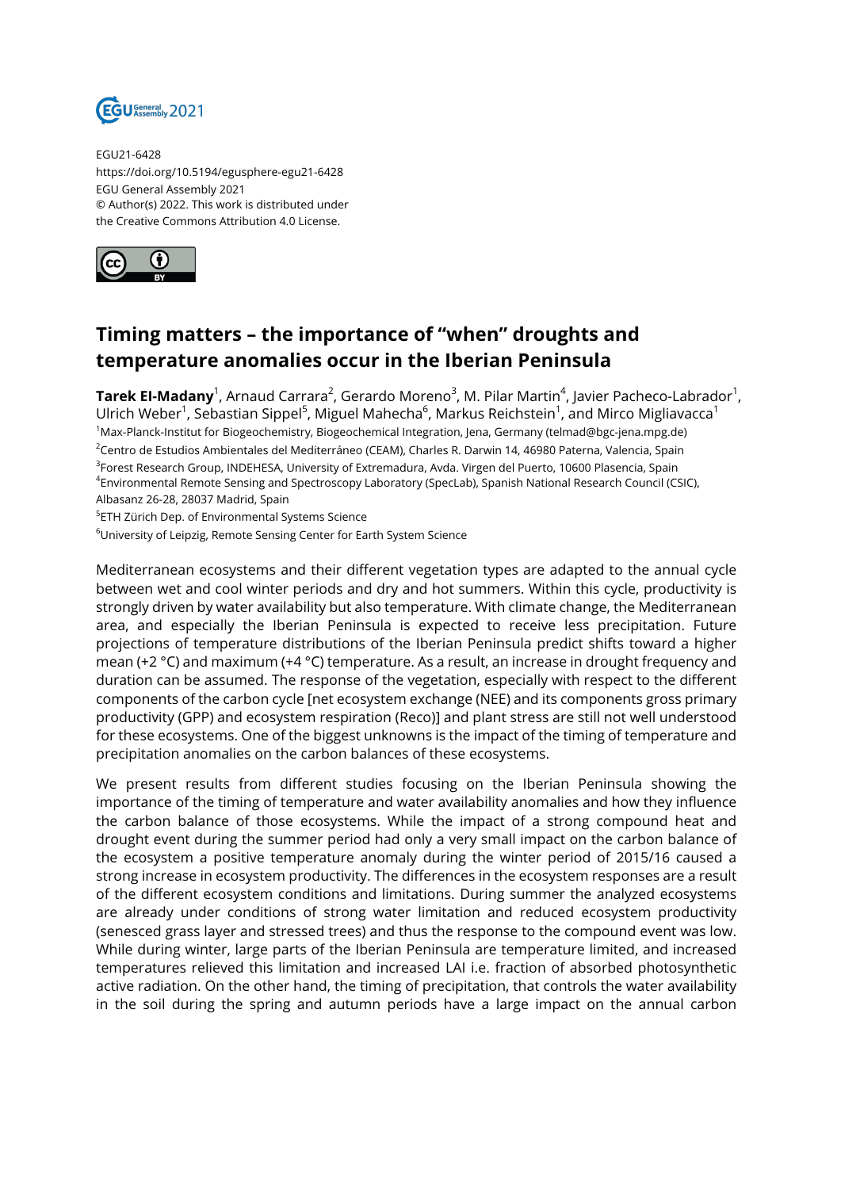EGU21-6428
https://doi.org/10.5194/egusphere-egu21-6428
EGU General Assembly 2021
© Author(s) 2022. This work is distributed under
the Creative Commons Attribution 4.0 License.

# Timing matters – the importance of "when" droughts and temperature anomalies occur in the Iberian Peninsula

**Tarek El-Madany**[1], Arnaud Carrara[2], Gerardo Moreno[3], M. Pilar Martin[4], Javier Pacheco-Labrador[1], Ulrich Weber[1], Sebastian Sippel[5], Miguel Mahecha[6], Markus Reichstein[1], and Mirco Migliavacca[1]

[1]Max-Planck-Institut for Biogeochemistry, Biogeochemical Integration, Jena, Germany (telmad@bgc-jena.mpg.de)
[2]Centro de Estudios Ambientales del Mediterráneo (CEAM), Charles R. Darwin 14, 46980 Paterna, Valencia, Spain
[3]Forest Research Group, INDEHESA, University of Extremadura, Avda. Virgen del Puerto, 10600 Plasencia, Spain
[4]Environmental Remote Sensing and Spectroscopy Laboratory (SpecLab), Spanish National Research Council (CSIC), Albasanz 26-28, 28037 Madrid, Spain
[5]ETH Zürich Dep. of Environmental Systems Science
[6]University of Leipzig, Remote Sensing Center for Earth System Science

Mediterranean ecosystems and their different vegetation types are adapted to the annual cycle between wet and cool winter periods and dry and hot summers. Within this cycle, productivity is strongly driven by water availability but also temperature. With climate change, the Mediterranean area, and especially the Iberian Peninsula is expected to receive less precipitation. Future projections of temperature distributions of the Iberian Peninsula predict shifts toward a higher mean (+2 °C) and maximum (+4 °C) temperature. As a result, an increase in drought frequency and duration can be assumed. The response of the vegetation, especially with respect to the different components of the carbon cycle [net ecosystem exchange (NEE) and its components gross primary productivity (GPP) and ecosystem respiration (Reco)] and plant stress are still not well understood for these ecosystems. One of the biggest unknowns is the impact of the timing of temperature and precipitation anomalies on the carbon balances of these ecosystems.

We present results from different studies focusing on the Iberian Peninsula showing the importance of the timing of temperature and water availability anomalies and how they influence the carbon balance of those ecosystems. While the impact of a strong compound heat and drought event during the summer period had only a very small impact on the carbon balance of the ecosystem a positive temperature anomaly during the winter period of 2015/16 caused a strong increase in ecosystem productivity. The differences in the ecosystem responses are a result of the different ecosystem conditions and limitations. During summer the analyzed ecosystems are already under conditions of strong water limitation and reduced ecosystem productivity (senesced grass layer and stressed trees) and thus the response to the compound event was low. While during winter, large parts of the Iberian Peninsula are temperature limited, and increased temperatures relieved this limitation and increased LAI i.e. fraction of absorbed photosynthetic active radiation. On the other hand, the timing of precipitation, that controls the water availability in the soil during the spring and autumn periods have a large impact on the annual carbon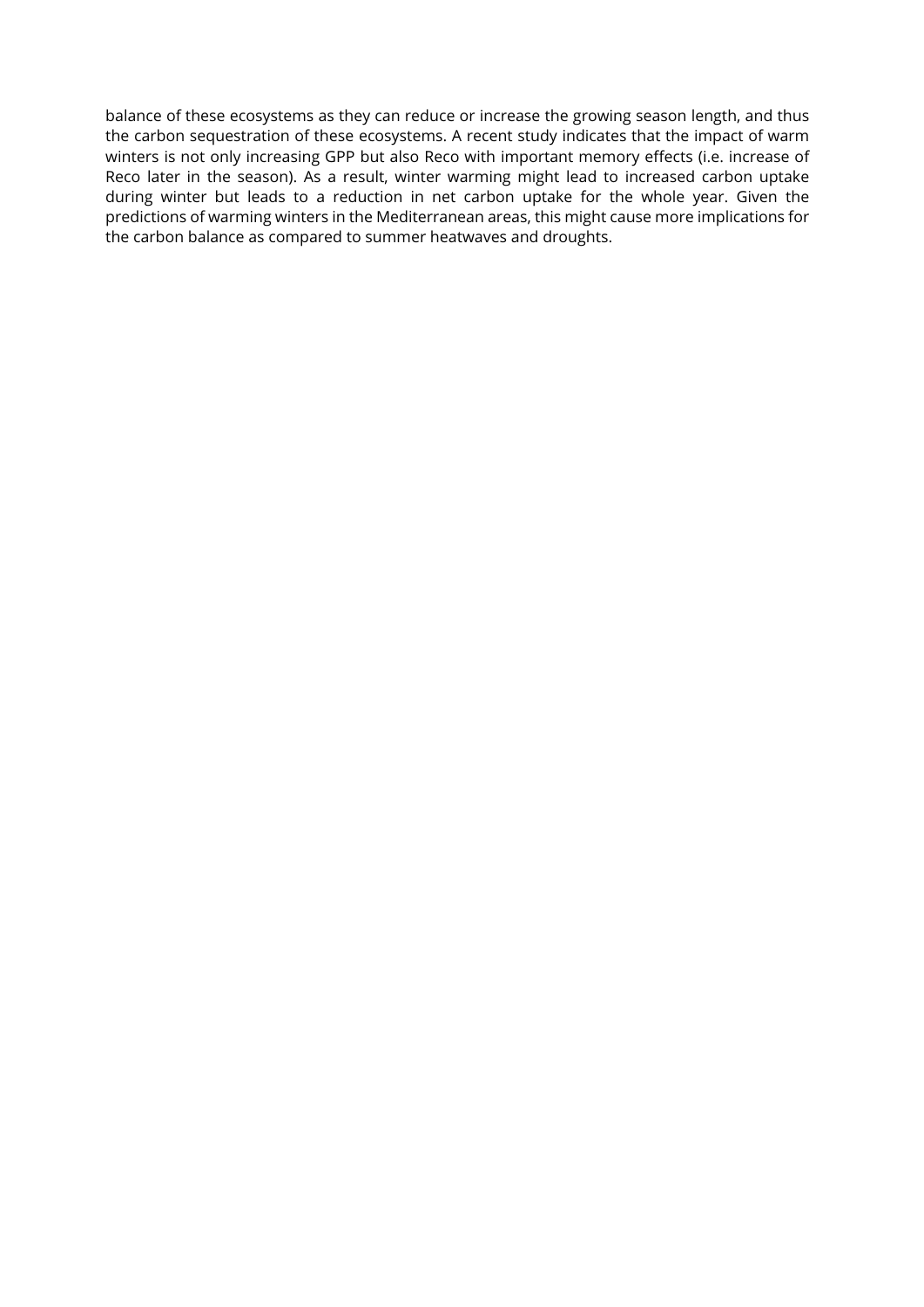balance of these ecosystems as they can reduce or increase the growing season length, and thus the carbon sequestration of these ecosystems. A recent study indicates that the impact of warm winters is not only increasing GPP but also Reco with important memory effects (i.e. increase of Reco later in the season). As a result, winter warming might lead to increased carbon uptake during winter but leads to a reduction in net carbon uptake for the whole year. Given the predictions of warming winters in the Mediterranean areas, this might cause more implications for the carbon balance as compared to summer heatwaves and droughts.